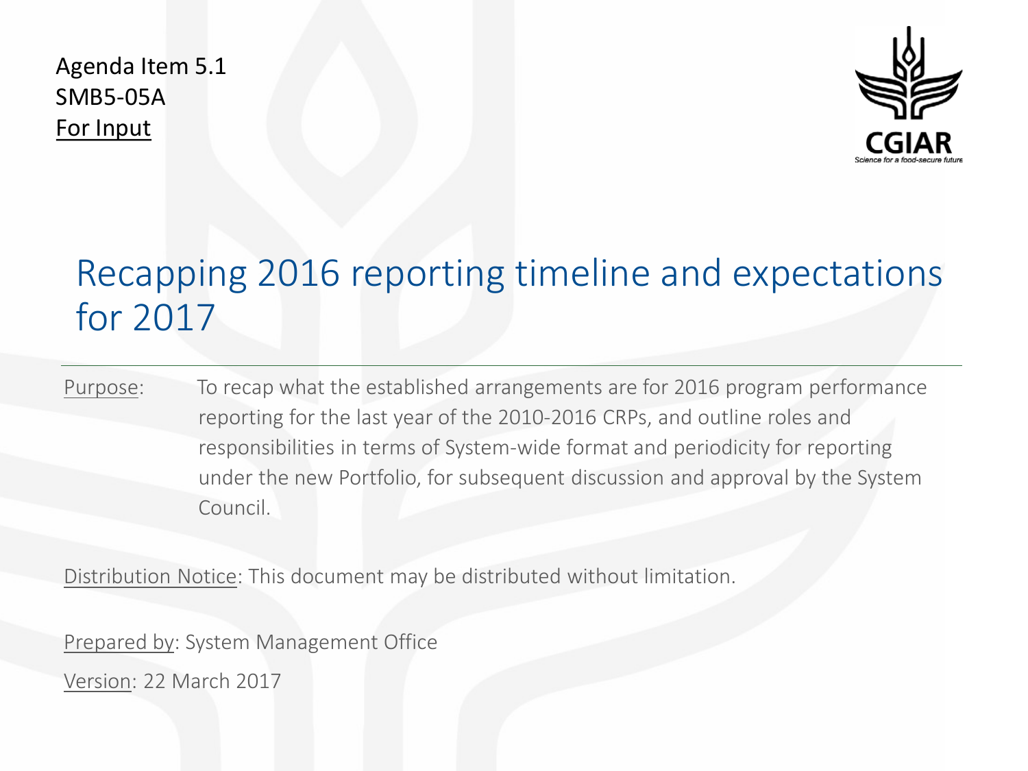Agenda Item 5.1
SMB5-05A
For Input

# Recapping 2016 reporting timeline and expectations for 2017

Purpose: To recap what the established arrangements are for 2016 program performance reporting for the last year of the 2010-2016 CRPs, and outline roles and responsibilities in terms of System-wide format and periodicity for reporting under the new Portfolio, for subsequent discussion and approval by the System Council.

Distribution Notice: This document may be distributed without limitation.

Prepared by: System Management Office

Version: 22 March 2017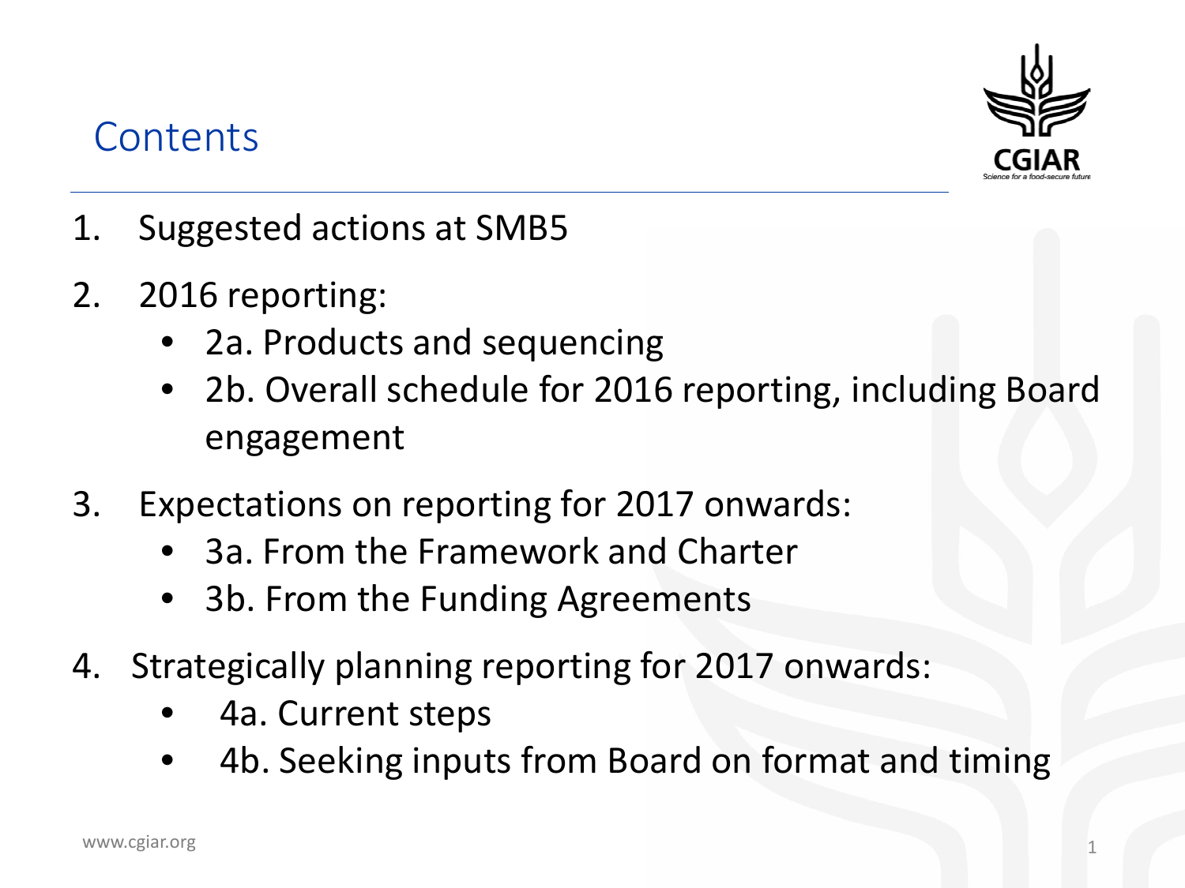# Contents

1. Suggested actions at SMB5
2. 2016 reporting:
   - 2a. Products and sequencing
   - 2b. Overall schedule for 2016 reporting, including Board engagement
3. Expectations on reporting for 2017 onwards:
   - 3a. From the Framework and Charter
   - 3b. From the Funding Agreements
4. Strategically planning reporting for 2017 onwards:
   - 4a. Current steps
   - 4b. Seeking inputs from Board on format and timing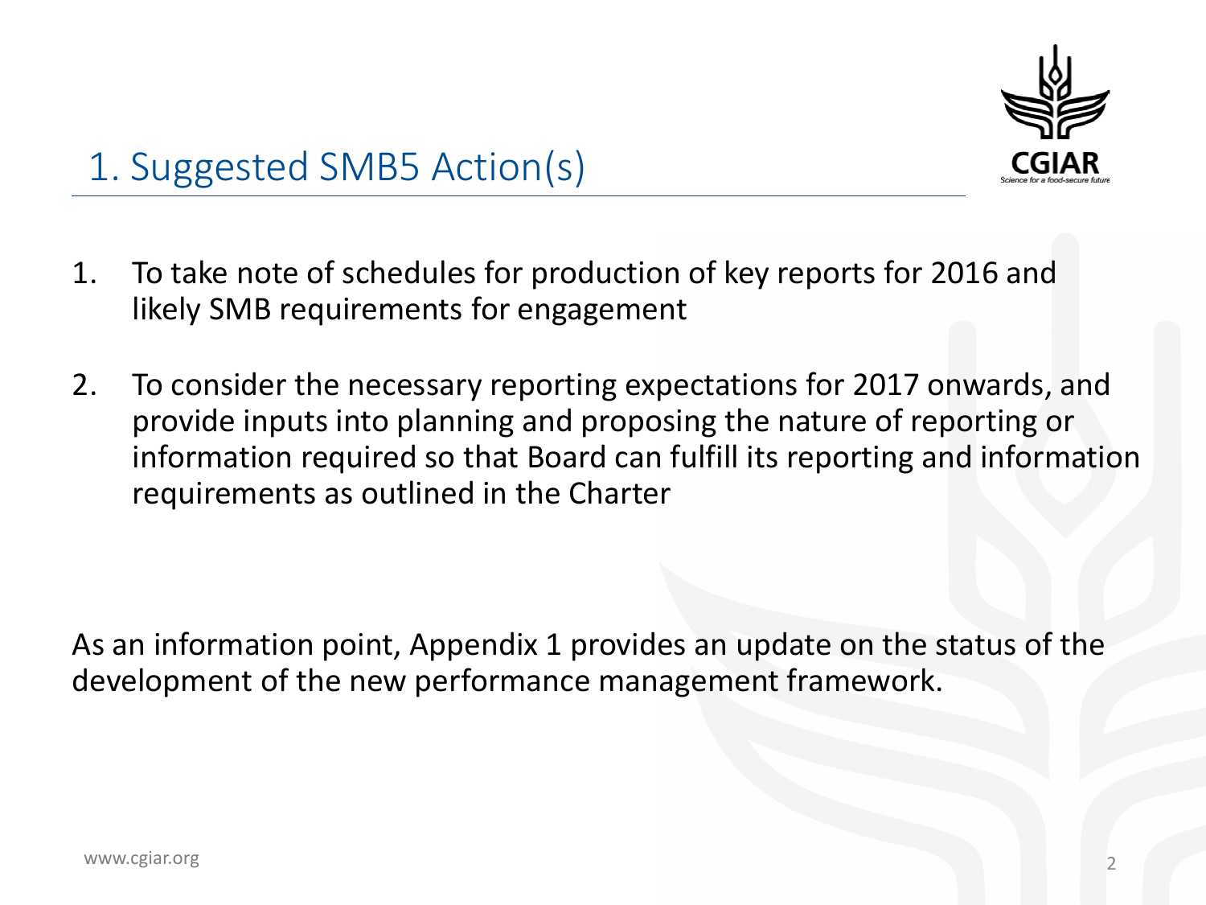# 1. Suggested SMB5 Action(s)

1. To take note of schedules for production of key reports for 2016 and likely SMB requirements for engagement

2. To consider the necessary reporting expectations for 2017 onwards, and provide inputs into planning and proposing the nature of reporting or information required so that Board can fulfill its reporting and information requirements as outlined in the Charter

As an information point, Appendix 1 provides an update on the status of the development of the new performance management framework.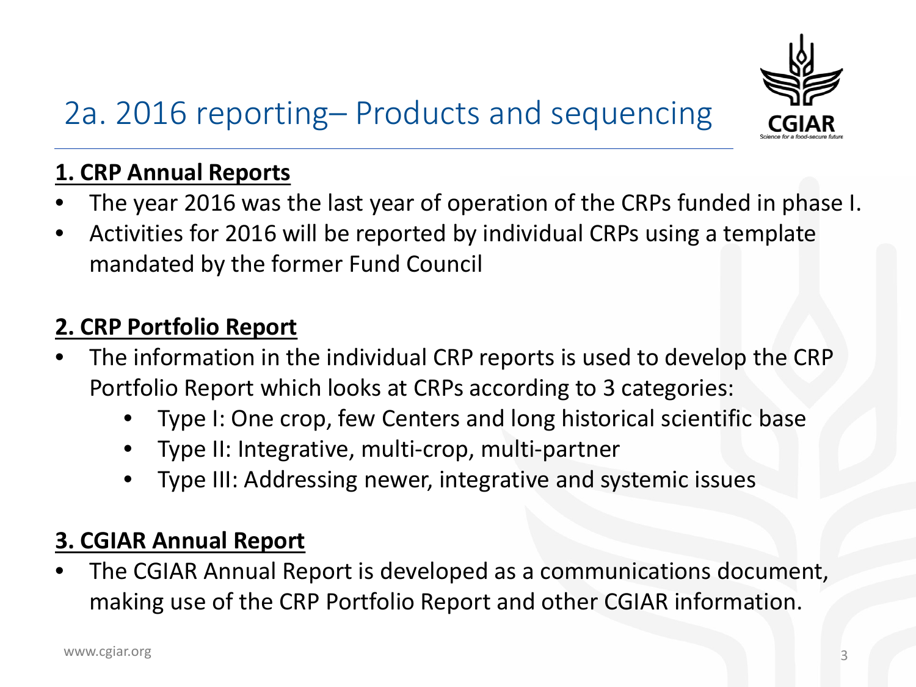# 2a. 2016 reporting– Products and sequencing

**1. CRP Annual Reports**

- The year 2016 was the last year of operation of the CRPs funded in phase I.
- Activities for 2016 will be reported by individual CRPs using a template mandated by the former Fund Council

**2. CRP Portfolio Report**

- The information in the individual CRP reports is used to develop the CRP Portfolio Report which looks at CRPs according to 3 categories:
  - Type I: One crop, few Centers and long historical scientific base
  - Type II: Integrative, multi-crop, multi-partner
  - Type III: Addressing newer, integrative and systemic issues

**3. CGIAR Annual Report**

- The CGIAR Annual Report is developed as a communications document, making use of the CRP Portfolio Report and other CGIAR information.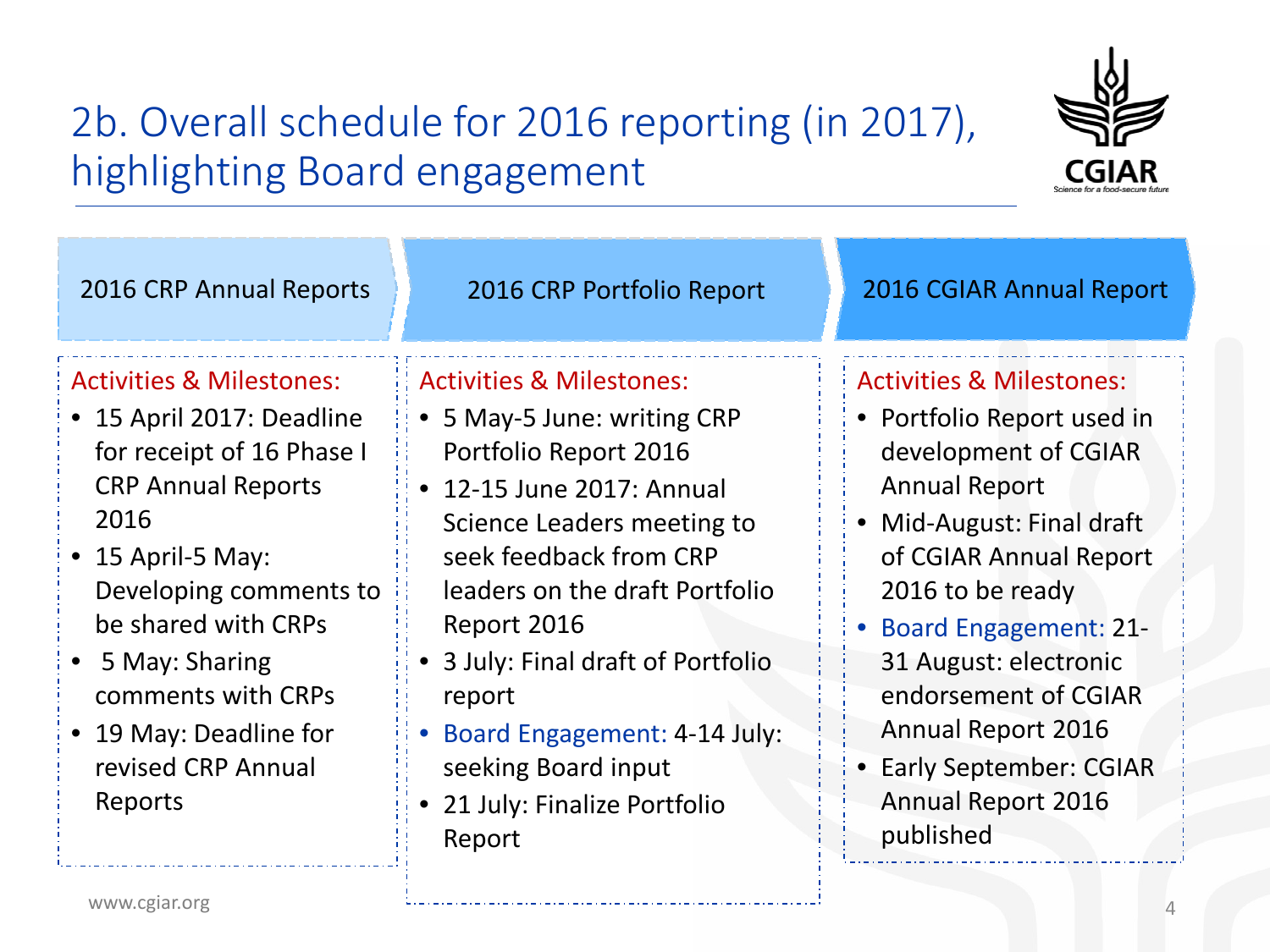# 2b. Overall schedule for 2016 reporting (in 2017), highlighting Board engagement

## 2016 CRP Annual Reports

Activities & Milestones:

- 15 April 2017: Deadline for receipt of 16 Phase I CRP Annual Reports 2016
- 15 April-5 May: Developing comments to be shared with CRPs
- 5 May: Sharing comments with CRPs
- 19 May: Deadline for revised CRP Annual Reports

## 2016 CRP Portfolio Report

Activities & Milestones:

- 5 May-5 June: writing CRP Portfolio Report 2016
- 12-15 June 2017: Annual Science Leaders meeting to seek feedback from CRP leaders on the draft Portfolio Report 2016
- 3 July: Final draft of Portfolio report
- Board Engagement: 4-14 July: seeking Board input
- 21 July: Finalize Portfolio Report

## 2016 CGIAR Annual Report

Activities & Milestones:

- Portfolio Report used in development of CGIAR Annual Report
- Mid-August: Final draft of CGIAR Annual Report 2016 to be ready
- Board Engagement: 21-31 August: electronic endorsement of CGIAR Annual Report 2016
- Early September: CGIAR Annual Report 2016 published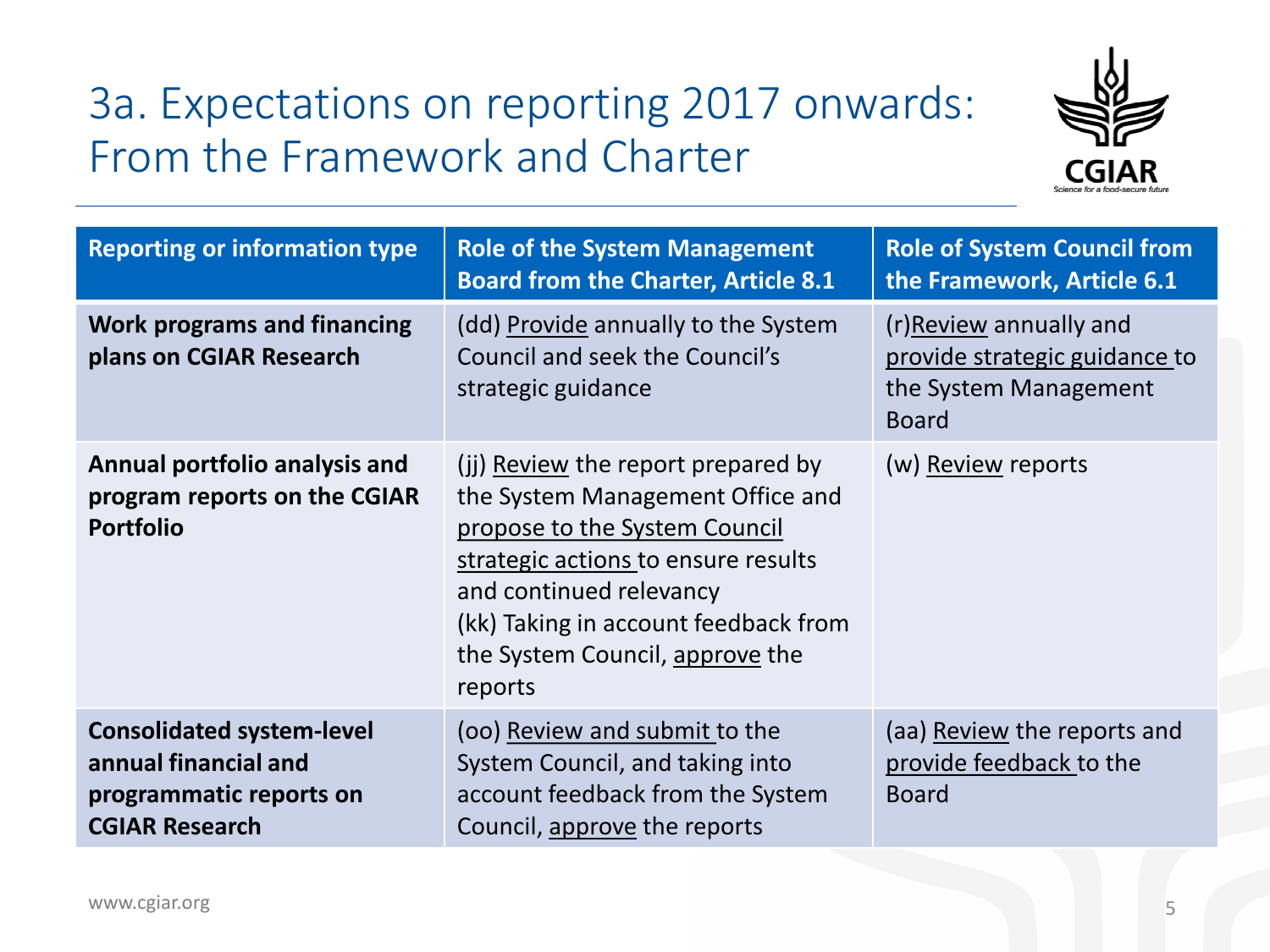# 3a. Expectations on reporting 2017 onwards: From the Framework and Charter

| Reporting or information type | Role of the System Management Board from the Charter, Article 8.1 | Role of System Council from the Framework, Article 6.1 |
|---|---|---|
| **Work programs and financing plans on CGIAR Research** | (dd) Provide annually to the System Council and seek the Council's strategic guidance | (r)Review annually and provide strategic guidance to the System Management Board |
| **Annual portfolio analysis and program reports on the CGIAR Portfolio** | (jj) Review the report prepared by the System Management Office and propose to the System Council strategic actions to ensure results and continued relevancy<br>(kk) Taking in account feedback from the System Council, approve the reports | (w) Review reports |
| **Consolidated system-level annual financial and programmatic reports on CGIAR Research** | (oo) Review and submit to the System Council, and taking into account feedback from the System Council, approve the reports | (aa) Review the reports and provide feedback to the Board |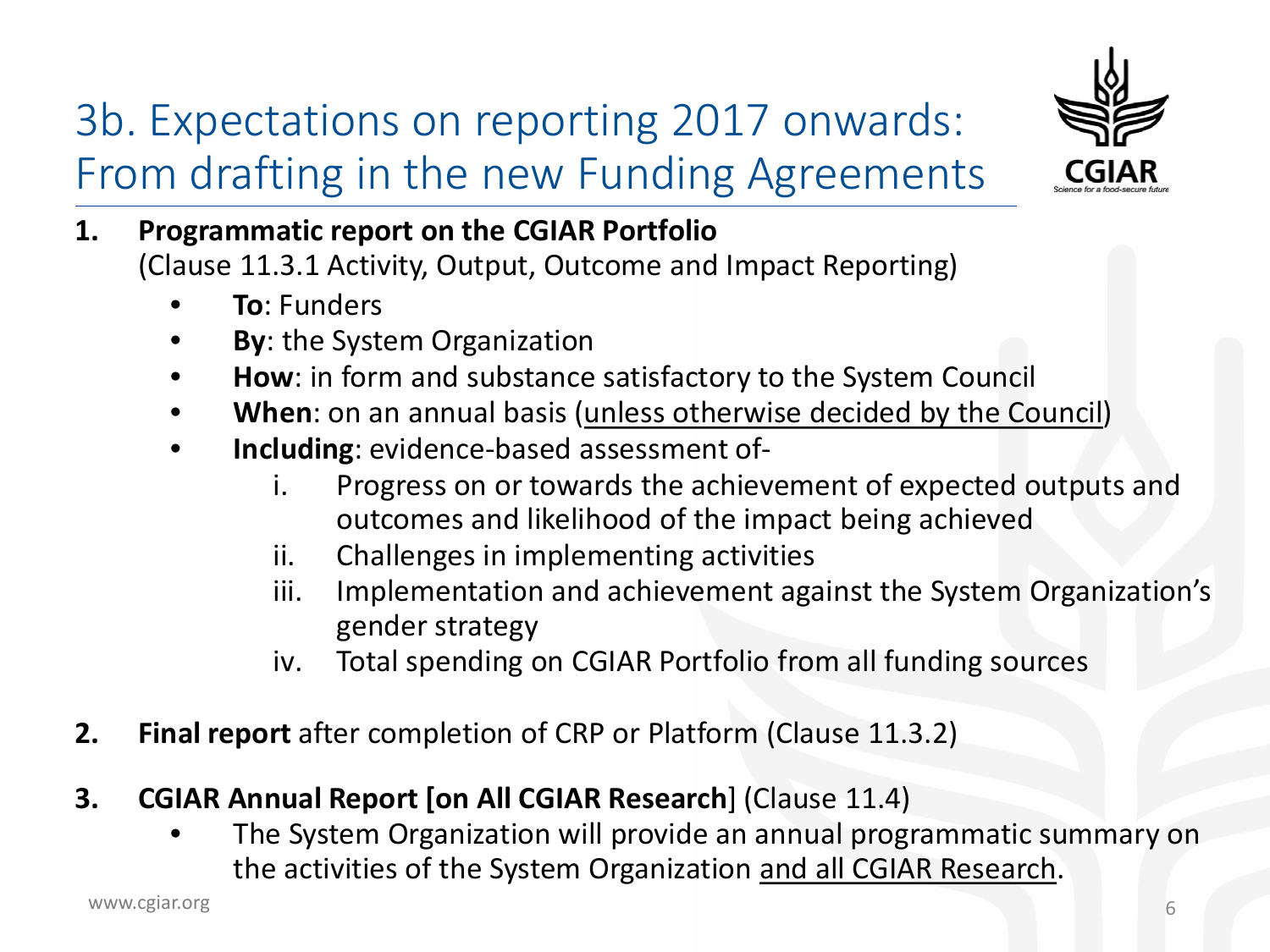# 3b. Expectations on reporting 2017 onwards: From drafting in the new Funding Agreements

1. **Programmatic report on the CGIAR Portfolio**
   (Clause 11.3.1 Activity, Output, Outcome and Impact Reporting)
   - **To**: Funders
   - **By**: the System Organization
   - **How**: in form and substance satisfactory to the System Council
   - **When**: on an annual basis (<u>unless otherwise decided by the Council</u>)
   - **Including**: evidence-based assessment of-
     1. Progress on or towards the achievement of expected outputs and outcomes and likelihood of the impact being achieved
     2. Challenges in implementing activities
     3. Implementation and achievement against the System Organization's gender strategy
     4. Total spending on CGIAR Portfolio from all funding sources

2. **Final report** after completion of CRP or Platform (Clause 11.3.2)

3. **CGIAR Annual Report [on All CGIAR Research**] (Clause 11.4)
   - The System Organization will provide an annual programmatic summary on the activities of the System Organization <u>and all CGIAR Research</u>.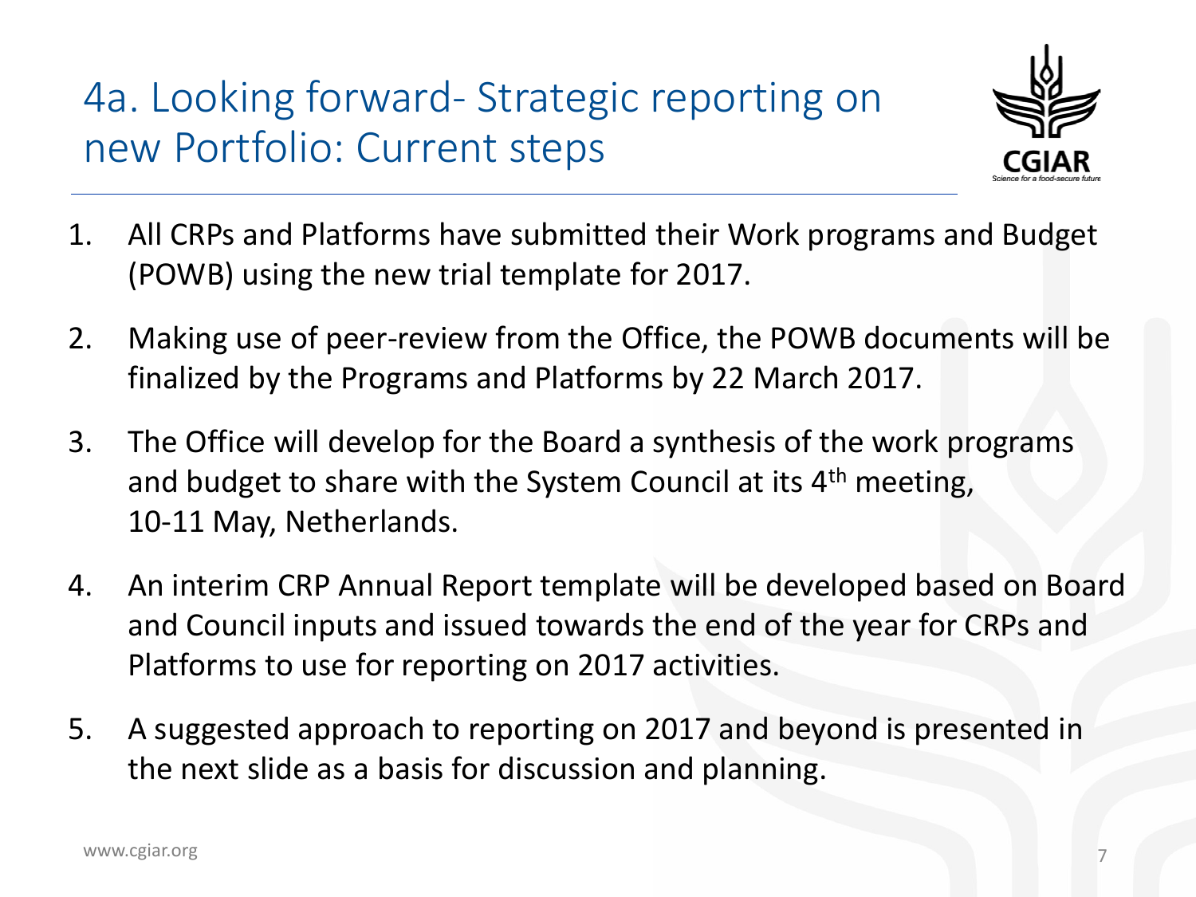# 4a. Looking forward- Strategic reporting on new Portfolio: Current steps

1. All CRPs and Platforms have submitted their Work programs and Budget (POWB) using the new trial template for 2017.
2. Making use of peer-review from the Office, the POWB documents will be finalized by the Programs and Platforms by 22 March 2017.
3. The Office will develop for the Board a synthesis of the work programs and budget to share with the System Council at its 4th meeting, 10-11 May, Netherlands.
4. An interim CRP Annual Report template will be developed based on Board and Council inputs and issued towards the end of the year for CRPs and Platforms to use for reporting on 2017 activities.
5. A suggested approach to reporting on 2017 and beyond is presented in the next slide as a basis for discussion and planning.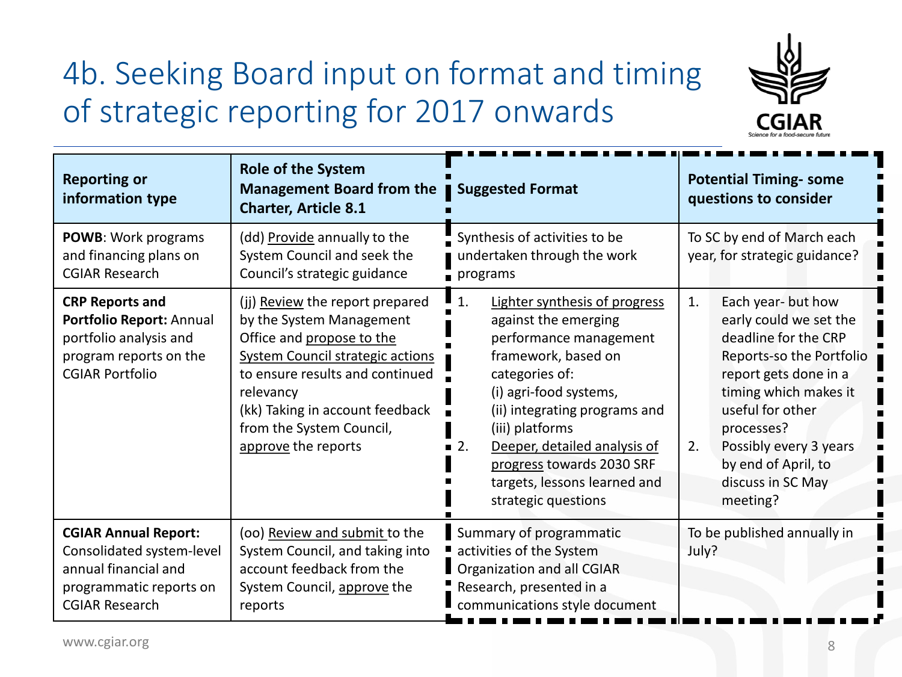# 4b. Seeking Board input on format and timing of strategic reporting for 2017 onwards

| Reporting or information type | Role of the System Management Board from the Charter, Article 8.1 | Suggested Format | Potential Timing- some questions to consider |
|---|---|---|---|
| **POWB**: Work programs and financing plans on CGIAR Research | (dd) Provide annually to the System Council and seek the Council's strategic guidance | Synthesis of activities to be undertaken through the work programs | To SC by end of March each year, for strategic guidance? |
| **CRP Reports and Portfolio Report:** Annual portfolio analysis and program reports on the CGIAR Portfolio | (jj) Review the report prepared by the System Management Office and propose to the System Council strategic actions to ensure results and continued relevancy<br>(kk) Taking in account feedback from the System Council, approve the reports | 1. Lighter synthesis of progress against the emerging performance management framework, based on categories of: (i) agri-food systems, (ii) integrating programs and (iii) platforms<br>2. Deeper, detailed analysis of progress towards 2030 SRF targets, lessons learned and strategic questions | 1. Each year- but how early could we set the deadline for the CRP Reports-so the Portfolio report gets done in a timing which makes it useful for other processes?<br>2. Possibly every 3 years by end of April, to discuss in SC May meeting? |
| **CGIAR Annual Report:** Consolidated system-level annual financial and programmatic reports on CGIAR Research | (oo) Review and submit to the System Council, and taking into account feedback from the System Council, approve the reports | Summary of programmatic activities of the System Organization and all CGIAR Research, presented in a communications style document | To be published annually in July? |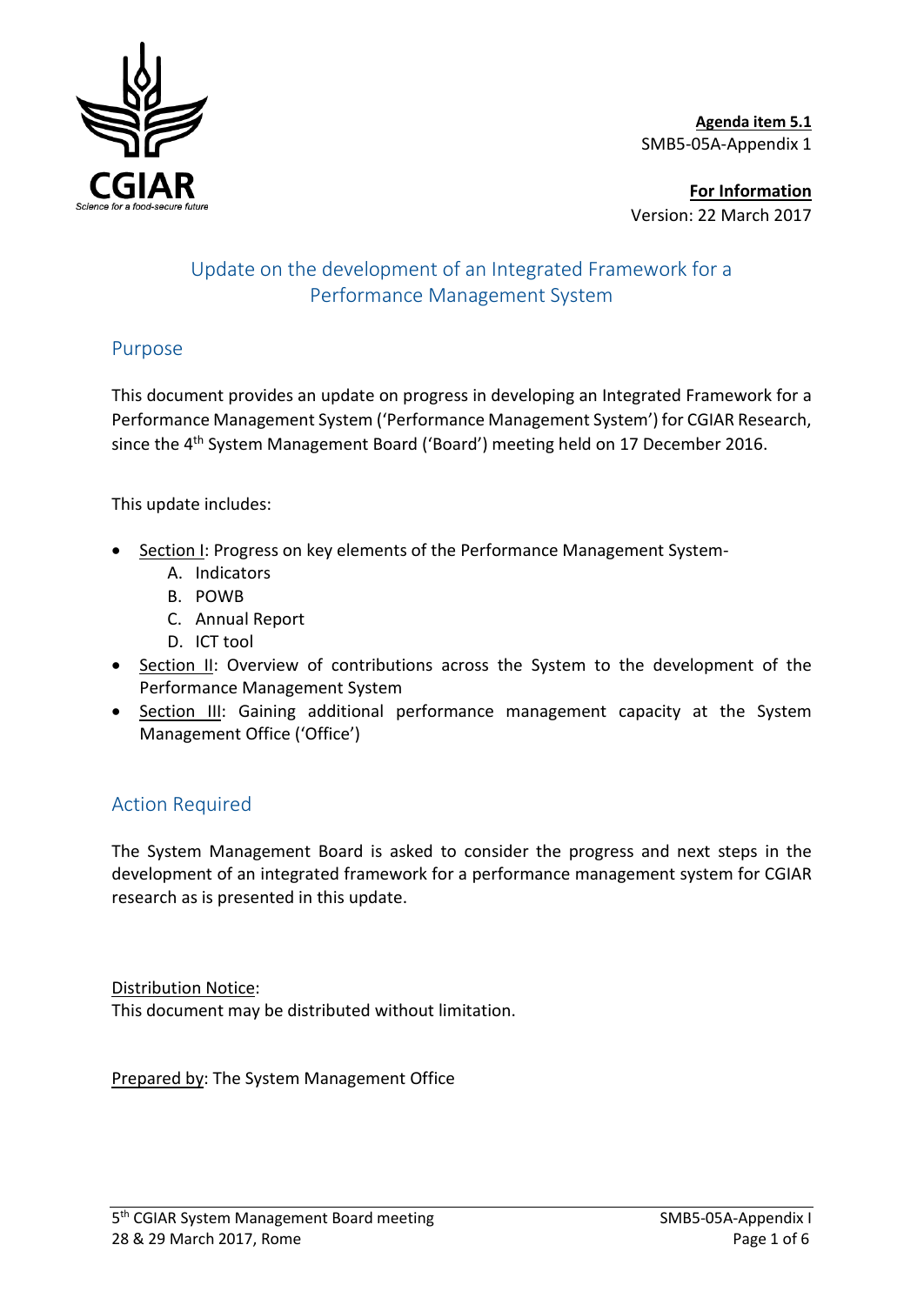**Agenda item 5.1**
SMB5-05A-Appendix 1

**For Information**
Version: 22 March 2017

# Update on the development of an Integrated Framework for a Performance Management System

## Purpose

This document provides an update on progress in developing an Integrated Framework for a Performance Management System ('Performance Management System') for CGIAR Research, since the 4th System Management Board ('Board') meeting held on 17 December 2016.

This update includes:

- Section I: Progress on key elements of the Performance Management System-
    A. Indicators
    B. POWB
    C. Annual Report
    D. ICT tool
- Section II: Overview of contributions across the System to the development of the Performance Management System
- Section III: Gaining additional performance management capacity at the System Management Office ('Office')

## Action Required

The System Management Board is asked to consider the progress and next steps in the development of an integrated framework for a performance management system for CGIAR research as is presented in this update.

Distribution Notice:
This document may be distributed without limitation.

Prepared by: The System Management Office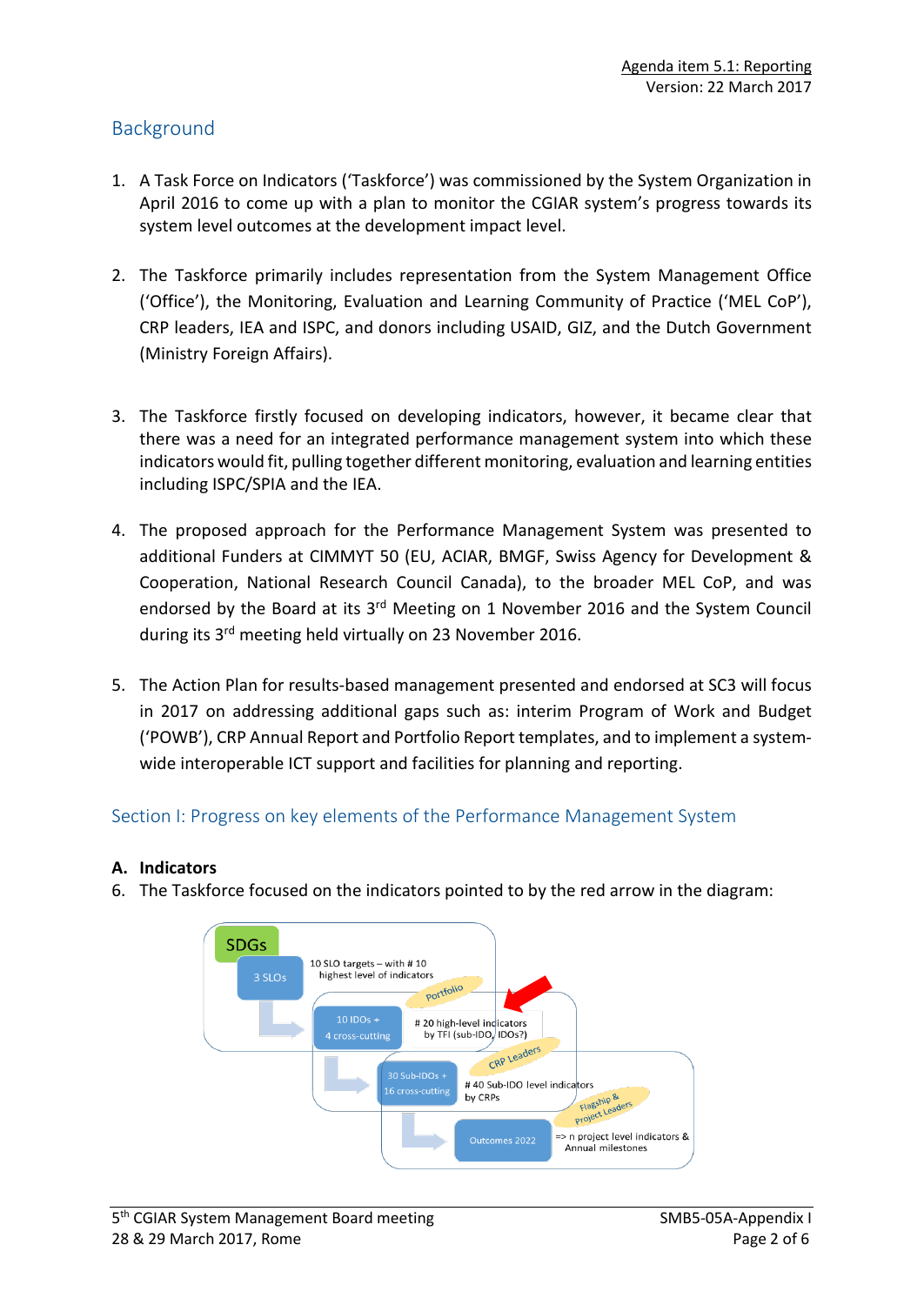## Background

1. A Task Force on Indicators ('Taskforce') was commissioned by the System Organization in April 2016 to come up with a plan to monitor the CGIAR system's progress towards its system level outcomes at the development impact level.

2. The Taskforce primarily includes representation from the System Management Office ('Office'), the Monitoring, Evaluation and Learning Community of Practice ('MEL CoP'), CRP leaders, IEA and ISPC, and donors including USAID, GIZ, and the Dutch Government (Ministry Foreign Affairs).

3. The Taskforce firstly focused on developing indicators, however, it became clear that there was a need for an integrated performance management system into which these indicators would fit, pulling together different monitoring, evaluation and learning entities including ISPC/SPIA and the IEA.

4. The proposed approach for the Performance Management System was presented to additional Funders at CIMMYT 50 (EU, ACIAR, BMGF, Swiss Agency for Development & Cooperation, National Research Council Canada), to the broader MEL CoP, and was endorsed by the Board at its 3rd Meeting on 1 November 2016 and the System Council during its 3rd meeting held virtually on 23 November 2016.

5. The Action Plan for results-based management presented and endorsed at SC3 will focus in 2017 on addressing additional gaps such as: interim Program of Work and Budget ('POWB'), CRP Annual Report and Portfolio Report templates, and to implement a system-wide interoperable ICT support and facilities for planning and reporting.

## Section I: Progress on key elements of the Performance Management System

### A. Indicators

6. The Taskforce focused on the indicators pointed to by the red arrow in the diagram:

SDGs

3 SLOs — 10 SLO targets – with # 10 highest level of indicators — Portfolio

10 IDOs + 4 cross-cutting — # 20 high-level indicators by TFI (sub-IDO, IDOs?) — CRP Leaders

30 Sub-IDOs + 16 cross-cutting — # 40 Sub-IDO level indicators by CRPs — Flagship & Project Leaders

Outcomes 2022 — => n project level indicators & Annual milestones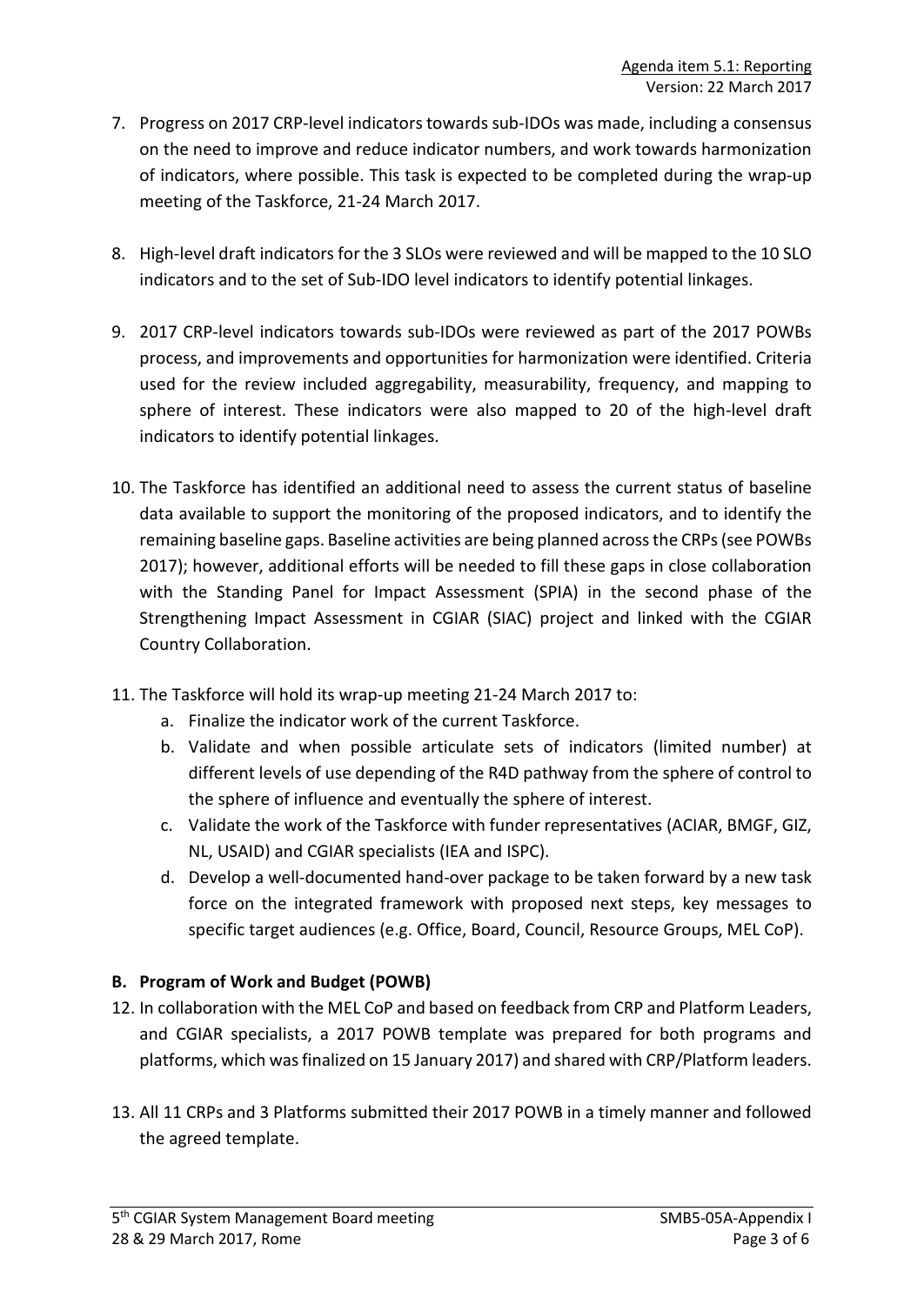7. Progress on 2017 CRP-level indicators towards sub-IDOs was made, including a consensus on the need to improve and reduce indicator numbers, and work towards harmonization of indicators, where possible. This task is expected to be completed during the wrap-up meeting of the Taskforce, 21-24 March 2017.

8. High-level draft indicators for the 3 SLOs were reviewed and will be mapped to the 10 SLO indicators and to the set of Sub-IDO level indicators to identify potential linkages.

9. 2017 CRP-level indicators towards sub-IDOs were reviewed as part of the 2017 POWBs process, and improvements and opportunities for harmonization were identified. Criteria used for the review included aggregability, measurability, frequency, and mapping to sphere of interest. These indicators were also mapped to 20 of the high-level draft indicators to identify potential linkages.

10. The Taskforce has identified an additional need to assess the current status of baseline data available to support the monitoring of the proposed indicators, and to identify the remaining baseline gaps. Baseline activities are being planned across the CRPs (see POWBs 2017); however, additional efforts will be needed to fill these gaps in close collaboration with the Standing Panel for Impact Assessment (SPIA) in the second phase of the Strengthening Impact Assessment in CGIAR (SIAC) project and linked with the CGIAR Country Collaboration.

11. The Taskforce will hold its wrap-up meeting 21-24 March 2017 to:
    a. Finalize the indicator work of the current Taskforce.
    b. Validate and when possible articulate sets of indicators (limited number) at different levels of use depending of the R4D pathway from the sphere of control to the sphere of influence and eventually the sphere of interest.
    c. Validate the work of the Taskforce with funder representatives (ACIAR, BMGF, GIZ, NL, USAID) and CGIAR specialists (IEA and ISPC).
    d. Develop a well-documented hand-over package to be taken forward by a new task force on the integrated framework with proposed next steps, key messages to specific target audiences (e.g. Office, Board, Council, Resource Groups, MEL CoP).

## B. Program of Work and Budget (POWB)

12. In collaboration with the MEL CoP and based on feedback from CRP and Platform Leaders, and CGIAR specialists, a 2017 POWB template was prepared for both programs and platforms, which was finalized on 15 January 2017) and shared with CRP/Platform leaders.

13. All 11 CRPs and 3 Platforms submitted their 2017 POWB in a timely manner and followed the agreed template.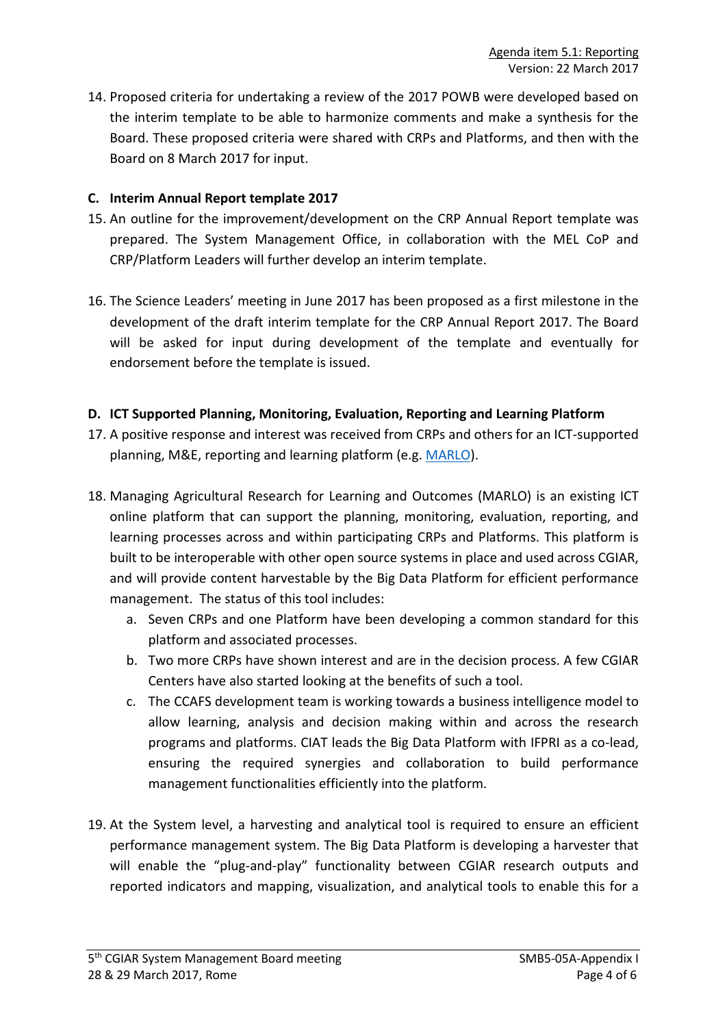14. Proposed criteria for undertaking a review of the 2017 POWB were developed based on the interim template to be able to harmonize comments and make a synthesis for the Board. These proposed criteria were shared with CRPs and Platforms, and then with the Board on 8 March 2017 for input.

### C. Interim Annual Report template 2017

15. An outline for the improvement/development on the CRP Annual Report template was prepared. The System Management Office, in collaboration with the MEL CoP and CRP/Platform Leaders will further develop an interim template.

16. The Science Leaders' meeting in June 2017 has been proposed as a first milestone in the development of the draft interim template for the CRP Annual Report 2017. The Board will be asked for input during development of the template and eventually for endorsement before the template is issued.

### D. ICT Supported Planning, Monitoring, Evaluation, Reporting and Learning Platform

17. A positive response and interest was received from CRPs and others for an ICT-supported planning, M&E, reporting and learning platform (e.g. MARLO).

18. Managing Agricultural Research for Learning and Outcomes (MARLO) is an existing ICT online platform that can support the planning, monitoring, evaluation, reporting, and learning processes across and within participating CRPs and Platforms. This platform is built to be interoperable with other open source systems in place and used across CGIAR, and will provide content harvestable by the Big Data Platform for efficient performance management. The status of this tool includes:
    a. Seven CRPs and one Platform have been developing a common standard for this platform and associated processes.
    b. Two more CRPs have shown interest and are in the decision process. A few CGIAR Centers have also started looking at the benefits of such a tool.
    c. The CCAFS development team is working towards a business intelligence model to allow learning, analysis and decision making within and across the research programs and platforms. CIAT leads the Big Data Platform with IFPRI as a co-lead, ensuring the required synergies and collaboration to build performance management functionalities efficiently into the platform.

19. At the System level, a harvesting and analytical tool is required to ensure an efficient performance management system. The Big Data Platform is developing a harvester that will enable the "plug-and-play" functionality between CGIAR research outputs and reported indicators and mapping, visualization, and analytical tools to enable this for a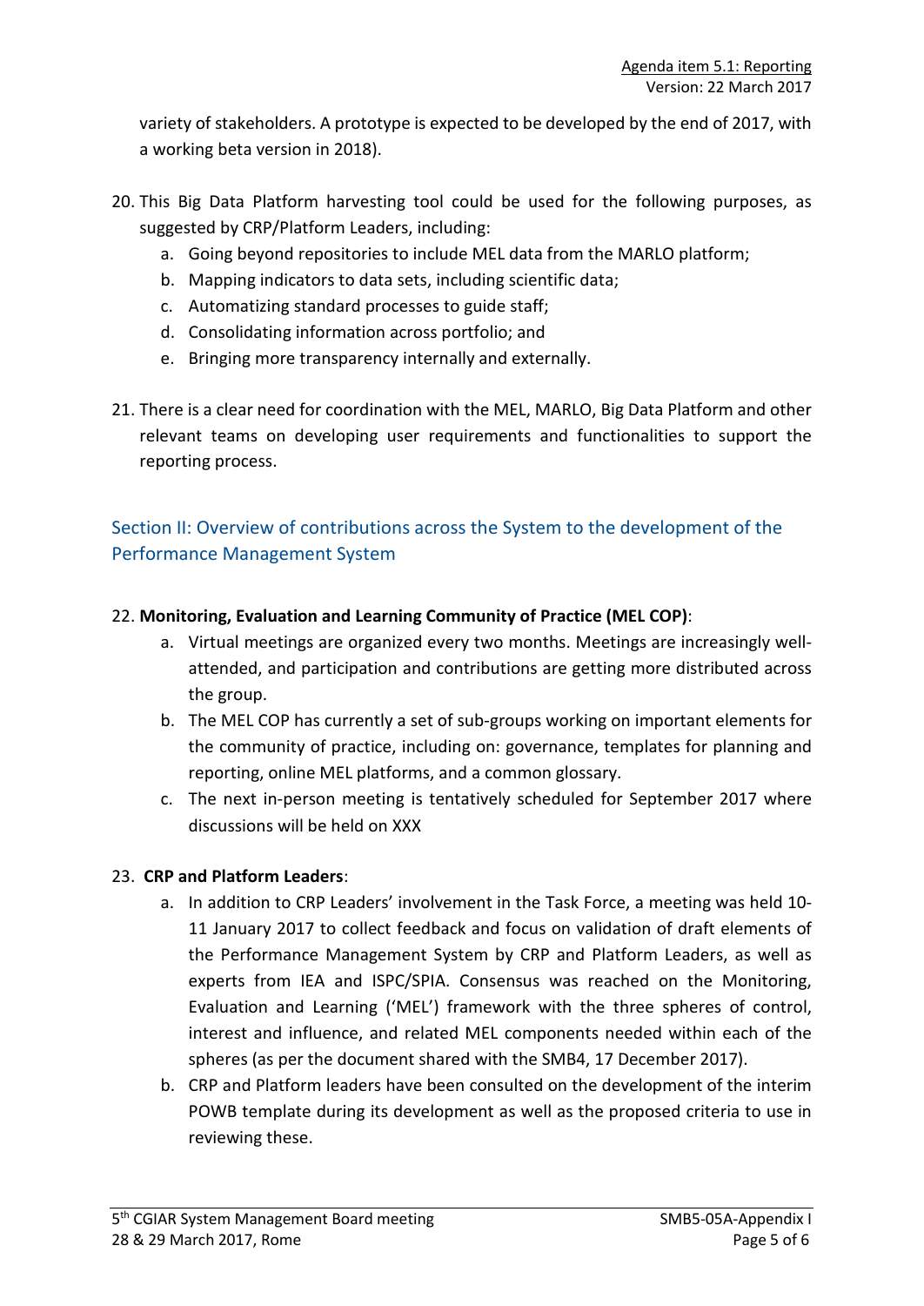variety of stakeholders. A prototype is expected to be developed by the end of 2017, with a working beta version in 2018).

20. This Big Data Platform harvesting tool could be used for the following purposes, as suggested by CRP/Platform Leaders, including:
    a. Going beyond repositories to include MEL data from the MARLO platform;
    b. Mapping indicators to data sets, including scientific data;
    c. Automatizing standard processes to guide staff;
    d. Consolidating information across portfolio; and
    e. Bringing more transparency internally and externally.

21. There is a clear need for coordination with the MEL, MARLO, Big Data Platform and other relevant teams on developing user requirements and functionalities to support the reporting process.

## Section II: Overview of contributions across the System to the development of the Performance Management System

22. **Monitoring, Evaluation and Learning Community of Practice (MEL COP)**:
    a. Virtual meetings are organized every two months. Meetings are increasingly well-attended, and participation and contributions are getting more distributed across the group.
    b. The MEL COP has currently a set of sub-groups working on important elements for the community of practice, including on: governance, templates for planning and reporting, online MEL platforms, and a common glossary.
    c. The next in-person meeting is tentatively scheduled for September 2017 where discussions will be held on XXX

23. **CRP and Platform Leaders**:
    a. In addition to CRP Leaders' involvement in the Task Force, a meeting was held 10-11 January 2017 to collect feedback and focus on validation of draft elements of the Performance Management System by CRP and Platform Leaders, as well as experts from IEA and ISPC/SPIA. Consensus was reached on the Monitoring, Evaluation and Learning ('MEL') framework with the three spheres of control, interest and influence, and related MEL components needed within each of the spheres (as per the document shared with the SMB4, 17 December 2017).
    b. CRP and Platform leaders have been consulted on the development of the interim POWB template during its development as well as the proposed criteria to use in reviewing these.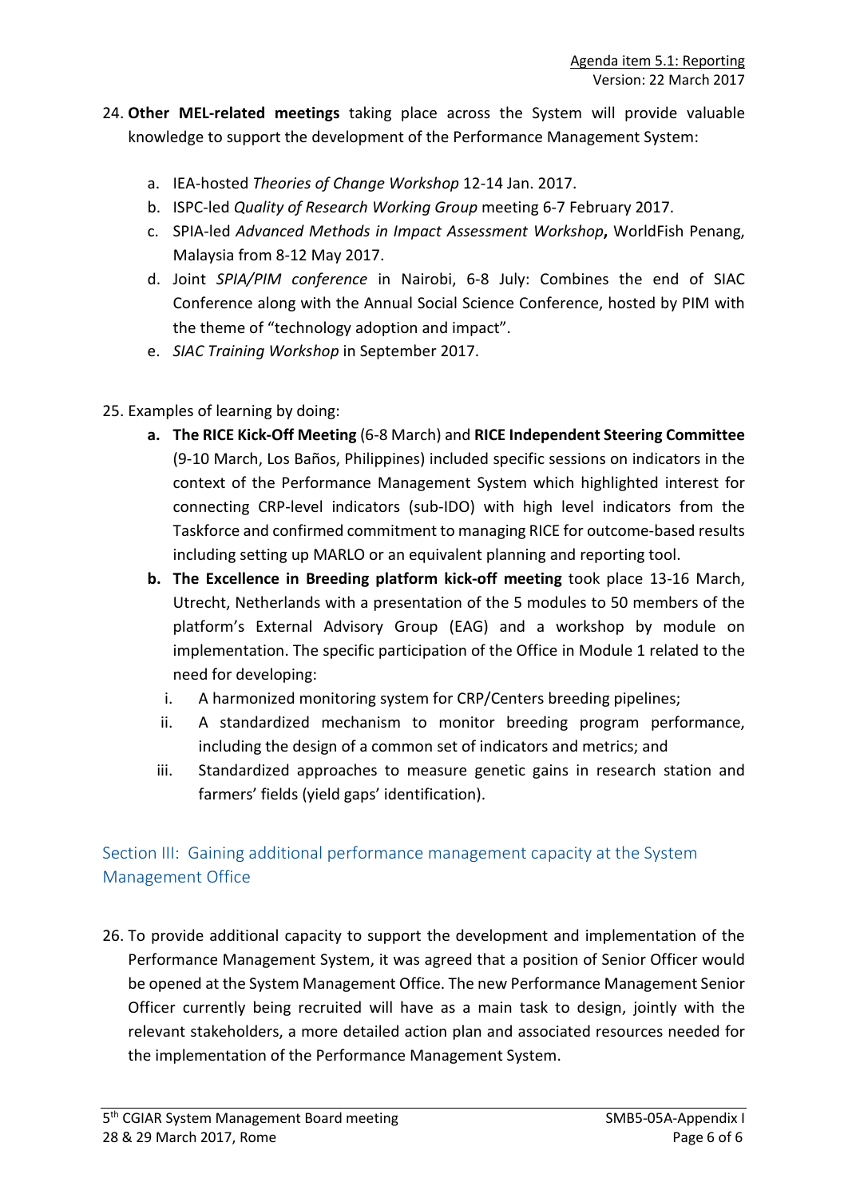24. **Other MEL-related meetings** taking place across the System will provide valuable knowledge to support the development of the Performance Management System:

    a. IEA-hosted *Theories of Change Workshop* 12-14 Jan. 2017.
    b. ISPC-led *Quality of Research Working Group* meeting 6-7 February 2017.
    c. SPIA-led *Advanced Methods in Impact Assessment Workshop***,** WorldFish Penang, Malaysia from 8-12 May 2017.
    d. Joint *SPIA/PIM conference* in Nairobi, 6-8 July: Combines the end of SIAC Conference along with the Annual Social Science Conference, hosted by PIM with the theme of "technology adoption and impact".
    e. *SIAC Training Workshop* in September 2017.

25. Examples of learning by doing:

    **a. The RICE Kick-Off Meeting** (6-8 March) and **RICE Independent Steering Committee** (9-10 March, Los Baños, Philippines) included specific sessions on indicators in the context of the Performance Management System which highlighted interest for connecting CRP-level indicators (sub-IDO) with high level indicators from the Taskforce and confirmed commitment to managing RICE for outcome-based results including setting up MARLO or an equivalent planning and reporting tool.

    **b. The Excellence in Breeding platform kick-off meeting** took place 13-16 March, Utrecht, Netherlands with a presentation of the 5 modules to 50 members of the platform's External Advisory Group (EAG) and a workshop by module on implementation. The specific participation of the Office in Module 1 related to the need for developing:

       i. A harmonized monitoring system for CRP/Centers breeding pipelines;
       ii. A standardized mechanism to monitor breeding program performance, including the design of a common set of indicators and metrics; and
       iii. Standardized approaches to measure genetic gains in research station and farmers' fields (yield gaps' identification).

## Section III: Gaining additional performance management capacity at the System Management Office

26. To provide additional capacity to support the development and implementation of the Performance Management System, it was agreed that a position of Senior Officer would be opened at the System Management Office. The new Performance Management Senior Officer currently being recruited will have as a main task to design, jointly with the relevant stakeholders, a more detailed action plan and associated resources needed for the implementation of the Performance Management System.